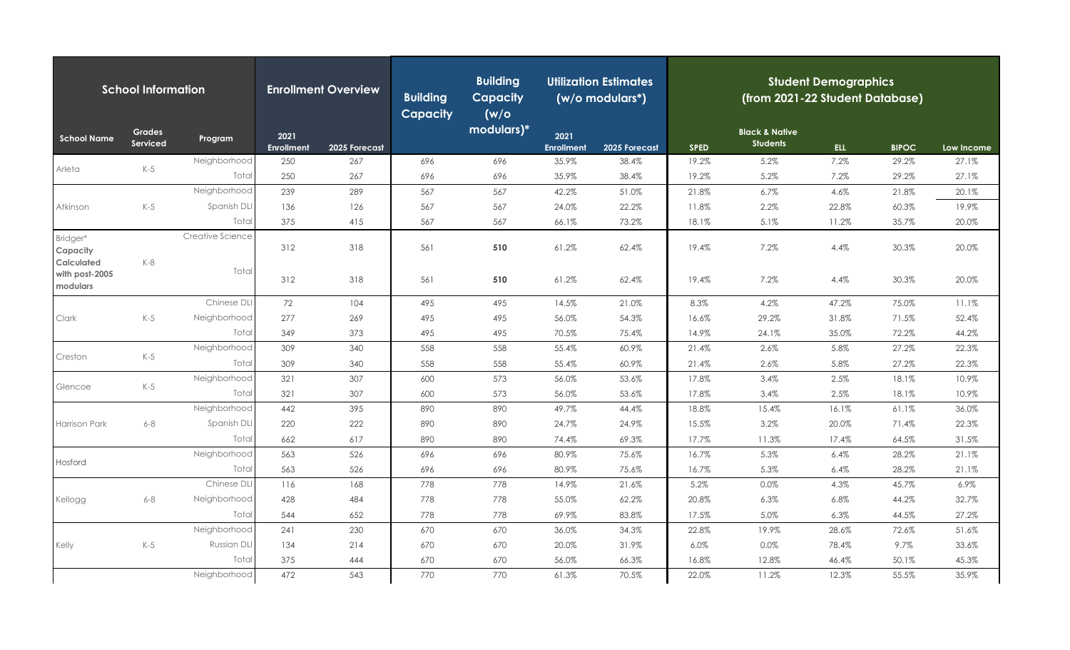| School Information | | | Enrollment Overview | | Building Capacity | Building Capacity (w/o modulars)* | Utilization Estimates (w/o modulars*) | | Student Demographics (from 2021-22 Student Database) | | | | |
|---|---|---|---|---|---|---|---|---|---|---|---|---|---|
| School Name | Grades Serviced | Program | 2021 Enrollment | 2025 Forecast | | | 2021 Enrollment | 2025 Forecast | SPED | Black & Native Students | ELL | BIPOC | Low Income |
| Arleta | K-5 | Neighborhood | 250 | 267 | 696 | 696 | 35.9% | 38.4% | 19.2% | 5.2% | 7.2% | 29.2% | 27.1% |
| | | Total | 250 | 267 | 696 | 696 | 35.9% | 38.4% | 19.2% | 5.2% | 7.2% | 29.2% | 27.1% |
| Atkinson | K-5 | Neighborhood | 239 | 289 | 567 | 567 | 42.2% | 51.0% | 21.8% | 6.7% | 4.6% | 21.8% | 20.1% |
| | | Spanish DLI | 136 | 126 | 567 | 567 | 24.0% | 22.2% | 11.8% | 2.2% | 22.8% | 60.3% | 19.9% |
| | | Total | 375 | 415 | 567 | 567 | 66.1% | 73.2% | 18.1% | 5.1% | 11.2% | 35.7% | 20.0% |
| Bridger* **Capacity Calculated with post-2005 modulars** | K-8 | Creative Science | 312 | 318 | 561 | **510** | 61.2% | 62.4% | 19.4% | 7.2% | 4.4% | 30.3% | 20.0% |
| | | Total | 312 | 318 | 561 | **510** | 61.2% | 62.4% | 19.4% | 7.2% | 4.4% | 30.3% | 20.0% |
| Clark | K-5 | Chinese DLI | 72 | 104 | 495 | 495 | 14.5% | 21.0% | 8.3% | 4.2% | 47.2% | 75.0% | 11.1% |
| | | Neighborhood | 277 | 269 | 495 | 495 | 56.0% | 54.3% | 16.6% | 29.2% | 31.8% | 71.5% | 52.4% |
| | | Total | 349 | 373 | 495 | 495 | 70.5% | 75.4% | 14.9% | 24.1% | 35.0% | 72.2% | 44.2% |
| Creston | K-5 | Neighborhood | 309 | 340 | 558 | 558 | 55.4% | 60.9% | 21.4% | 2.6% | 5.8% | 27.2% | 22.3% |
| | | Total | 309 | 340 | 558 | 558 | 55.4% | 60.9% | 21.4% | 2.6% | 5.8% | 27.2% | 22.3% |
| Glencoe | K-5 | Neighborhood | 321 | 307 | 600 | 573 | 56.0% | 53.6% | 17.8% | 3.4% | 2.5% | 18.1% | 10.9% |
| | | Total | 321 | 307 | 600 | 573 | 56.0% | 53.6% | 17.8% | 3.4% | 2.5% | 18.1% | 10.9% |
| Harrison Park | 6-8 | Neighborhood | 442 | 395 | 890 | 890 | 49.7% | 44.4% | 18.8% | 15.4% | 16.1% | 61.1% | 36.0% |
| | | Spanish DLI | 220 | 222 | 890 | 890 | 24.7% | 24.9% | 15.5% | 3.2% | 20.0% | 71.4% | 22.3% |
| | | Total | 662 | 617 | 890 | 890 | 74.4% | 69.3% | 17.7% | 11.3% | 17.4% | 64.5% | 31.5% |
| Hosford | | Neighborhood | 563 | 526 | 696 | 696 | 80.9% | 75.6% | 16.7% | 5.3% | 6.4% | 28.2% | 21.1% |
| | | Total | 563 | 526 | 696 | 696 | 80.9% | 75.6% | 16.7% | 5.3% | 6.4% | 28.2% | 21.1% |
| Kellogg | 6-8 | Chinese DLI | 116 | 168 | 778 | 778 | 14.9% | 21.6% | 5.2% | 0.0% | 4.3% | 45.7% | 6.9% |
| | | Neighborhood | 428 | 484 | 778 | 778 | 55.0% | 62.2% | 20.8% | 6.3% | 6.8% | 44.2% | 32.7% |
| | | Total | 544 | 652 | 778 | 778 | 69.9% | 83.8% | 17.5% | 5.0% | 6.3% | 44.5% | 27.2% |
| Kelly | K-5 | Neighborhood | 241 | 230 | 670 | 670 | 36.0% | 34.3% | 22.8% | 19.9% | 28.6% | 72.6% | 51.6% |
| | | Russian DLI | 134 | 214 | 670 | 670 | 20.0% | 31.9% | 6.0% | 0.0% | 78.4% | 9.7% | 33.6% |
| | | Total | 375 | 444 | 670 | 670 | 56.0% | 66.3% | 16.8% | 12.8% | 46.4% | 50.1% | 45.3% |
| | | Neighborhood | 472 | 543 | 770 | 770 | 61.3% | 70.5% | 22.0% | 11.2% | 12.3% | 55.5% | 35.9% |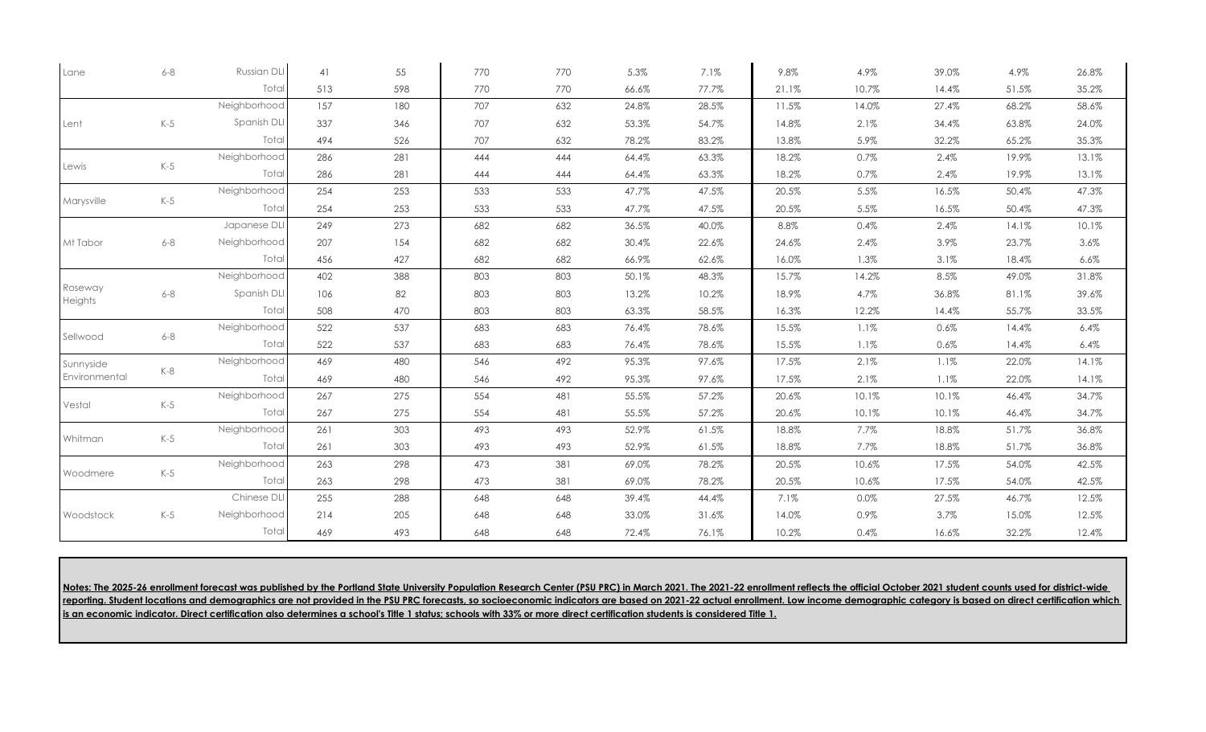| | | | | | | | | | | | | | |
|---|---|---|---|---|---|---|---|---|---|---|---|---|---|
| Lane | 6-8 | Russian DLI | 41 | 55 | 770 | 770 | 5.3% | 7.1% | 9.8% | 4.9% | 39.0% | 4.9% | 26.8% |
| | | Total | 513 | 598 | 770 | 770 | 66.6% | 77.7% | 21.1% | 10.7% | 14.4% | 51.5% | 35.2% |
| Lent | K-5 | Neighborhood | 157 | 180 | 707 | 632 | 24.8% | 28.5% | 11.5% | 14.0% | 27.4% | 68.2% | 58.6% |
| | | Spanish DLI | 337 | 346 | 707 | 632 | 53.3% | 54.7% | 14.8% | 2.1% | 34.4% | 63.8% | 24.0% |
| | | Total | 494 | 526 | 707 | 632 | 78.2% | 83.2% | 13.8% | 5.9% | 32.2% | 65.2% | 35.3% |
| Lewis | K-5 | Neighborhood | 286 | 281 | 444 | 444 | 64.4% | 63.3% | 18.2% | 0.7% | 2.4% | 19.9% | 13.1% |
| | | Total | 286 | 281 | 444 | 444 | 64.4% | 63.3% | 18.2% | 0.7% | 2.4% | 19.9% | 13.1% |
| Marysville | K-5 | Neighborhood | 254 | 253 | 533 | 533 | 47.7% | 47.5% | 20.5% | 5.5% | 16.5% | 50.4% | 47.3% |
| | | Total | 254 | 253 | 533 | 533 | 47.7% | 47.5% | 20.5% | 5.5% | 16.5% | 50.4% | 47.3% |
| Mt Tabor | 6-8 | Japanese DLI | 249 | 273 | 682 | 682 | 36.5% | 40.0% | 8.8% | 0.4% | 2.4% | 14.1% | 10.1% |
| | | Neighborhood | 207 | 154 | 682 | 682 | 30.4% | 22.6% | 24.6% | 2.4% | 3.9% | 23.7% | 3.6% |
| | | Total | 456 | 427 | 682 | 682 | 66.9% | 62.6% | 16.0% | 1.3% | 3.1% | 18.4% | 6.6% |
| Roseway Heights | 6-8 | Neighborhood | 402 | 388 | 803 | 803 | 50.1% | 48.3% | 15.7% | 14.2% | 8.5% | 49.0% | 31.8% |
| | | Spanish DLI | 106 | 82 | 803 | 803 | 13.2% | 10.2% | 18.9% | 4.7% | 36.8% | 81.1% | 39.6% |
| | | Total | 508 | 470 | 803 | 803 | 63.3% | 58.5% | 16.3% | 12.2% | 14.4% | 55.7% | 33.5% |
| Sellwood | 6-8 | Neighborhood | 522 | 537 | 683 | 683 | 76.4% | 78.6% | 15.5% | 1.1% | 0.6% | 14.4% | 6.4% |
| | | Total | 522 | 537 | 683 | 683 | 76.4% | 78.6% | 15.5% | 1.1% | 0.6% | 14.4% | 6.4% |
| Sunnyside Environmental | K-8 | Neighborhood | 469 | 480 | 546 | 492 | 95.3% | 97.6% | 17.5% | 2.1% | 1.1% | 22.0% | 14.1% |
| | | Total | 469 | 480 | 546 | 492 | 95.3% | 97.6% | 17.5% | 2.1% | 1.1% | 22.0% | 14.1% |
| Vestal | K-5 | Neighborhood | 267 | 275 | 554 | 481 | 55.5% | 57.2% | 20.6% | 10.1% | 10.1% | 46.4% | 34.7% |
| | | Total | 267 | 275 | 554 | 481 | 55.5% | 57.2% | 20.6% | 10.1% | 10.1% | 46.4% | 34.7% |
| Whitman | K-5 | Neighborhood | 261 | 303 | 493 | 493 | 52.9% | 61.5% | 18.8% | 7.7% | 18.8% | 51.7% | 36.8% |
| | | Total | 261 | 303 | 493 | 493 | 52.9% | 61.5% | 18.8% | 7.7% | 18.8% | 51.7% | 36.8% |
| Woodmere | K-5 | Neighborhood | 263 | 298 | 473 | 381 | 69.0% | 78.2% | 20.5% | 10.6% | 17.5% | 54.0% | 42.5% |
| | | Total | 263 | 298 | 473 | 381 | 69.0% | 78.2% | 20.5% | 10.6% | 17.5% | 54.0% | 42.5% |
| Woodstock | K-5 | Chinese DLI | 255 | 288 | 648 | 648 | 39.4% | 44.4% | 7.1% | 0.0% | 27.5% | 46.7% | 12.5% |
| | | Neighborhood | 214 | 205 | 648 | 648 | 33.0% | 31.6% | 14.0% | 0.9% | 3.7% | 15.0% | 12.5% |
| | | Total | 469 | 493 | 648 | 648 | 72.4% | 76.1% | 10.2% | 0.4% | 16.6% | 32.2% | 12.4% |

**Notes: The 2025-26 enrollment forecast was published by the Portland State University Population Research Center (PSU PRC) in March 2021. The 2021-22 enrollment reflects the official October 2021 student counts used for district-wide reporting. Student locations and demographics are not provided in the PSU PRC forecasts, so socioeconomic indicators are based on 2021-22 actual enrollment. Low income demographic category is based on direct certification which is an economic indicator. Direct certification also determines a school's Title 1 status; schools with 33% or more direct certification students is considered Title 1.**